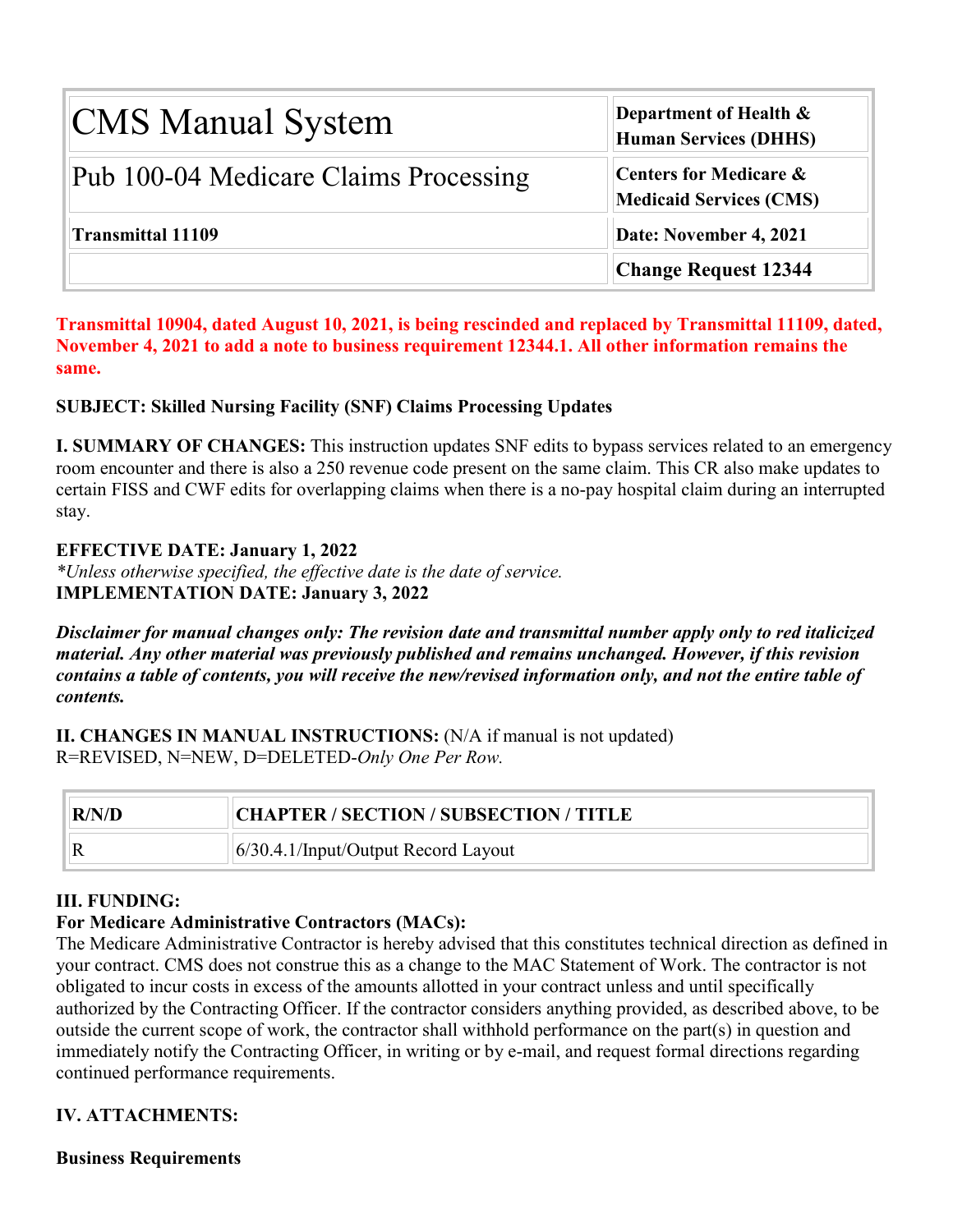| | |
|---|---|
| CMS Manual System | **Department of Health & Human Services (DHHS)** |
| Pub 100-04 Medicare Claims Processing | **Centers for Medicare & Medicaid Services (CMS)** |
| **Transmittal 11109** | **Date: November 4, 2021** |
| | **Change Request 12344** |

**Transmittal 10904, dated August 10, 2021, is being rescinded and replaced by Transmittal 11109, dated, November 4, 2021 to add a note to business requirement 12344.1. All other information remains the same.**

**SUBJECT: Skilled Nursing Facility (SNF) Claims Processing Updates**

**I. SUMMARY OF CHANGES:** This instruction updates SNF edits to bypass services related to an emergency room encounter and there is also a 250 revenue code present on the same claim. This CR also make updates to certain FISS and CWF edits for overlapping claims when there is a no-pay hospital claim during an interrupted stay.

**EFFECTIVE DATE: January 1, 2022**
*\*Unless otherwise specified, the effective date is the date of service.*
**IMPLEMENTATION DATE: January 3, 2022**

***Disclaimer for manual changes only: The revision date and transmittal number apply only to red italicized material. Any other material was previously published and remains unchanged. However, if this revision contains a table of contents, you will receive the new/revised information only, and not the entire table of contents.***

**II. CHANGES IN MANUAL INSTRUCTIONS:** (N/A if manual is not updated)
R=REVISED, N=NEW, D=DELETED-*Only One Per Row.*

| R/N/D | CHAPTER / SECTION / SUBSECTION / TITLE |
|---|---|
| R | 6/30.4.1/Input/Output Record Layout |

**III. FUNDING:**

**For Medicare Administrative Contractors (MACs):**

The Medicare Administrative Contractor is hereby advised that this constitutes technical direction as defined in your contract. CMS does not construe this as a change to the MAC Statement of Work. The contractor is not obligated to incur costs in excess of the amounts allotted in your contract unless and until specifically authorized by the Contracting Officer. If the contractor considers anything provided, as described above, to be outside the current scope of work, the contractor shall withhold performance on the part(s) in question and immediately notify the Contracting Officer, in writing or by e-mail, and request formal directions regarding continued performance requirements.

**IV. ATTACHMENTS:**

**Business Requirements**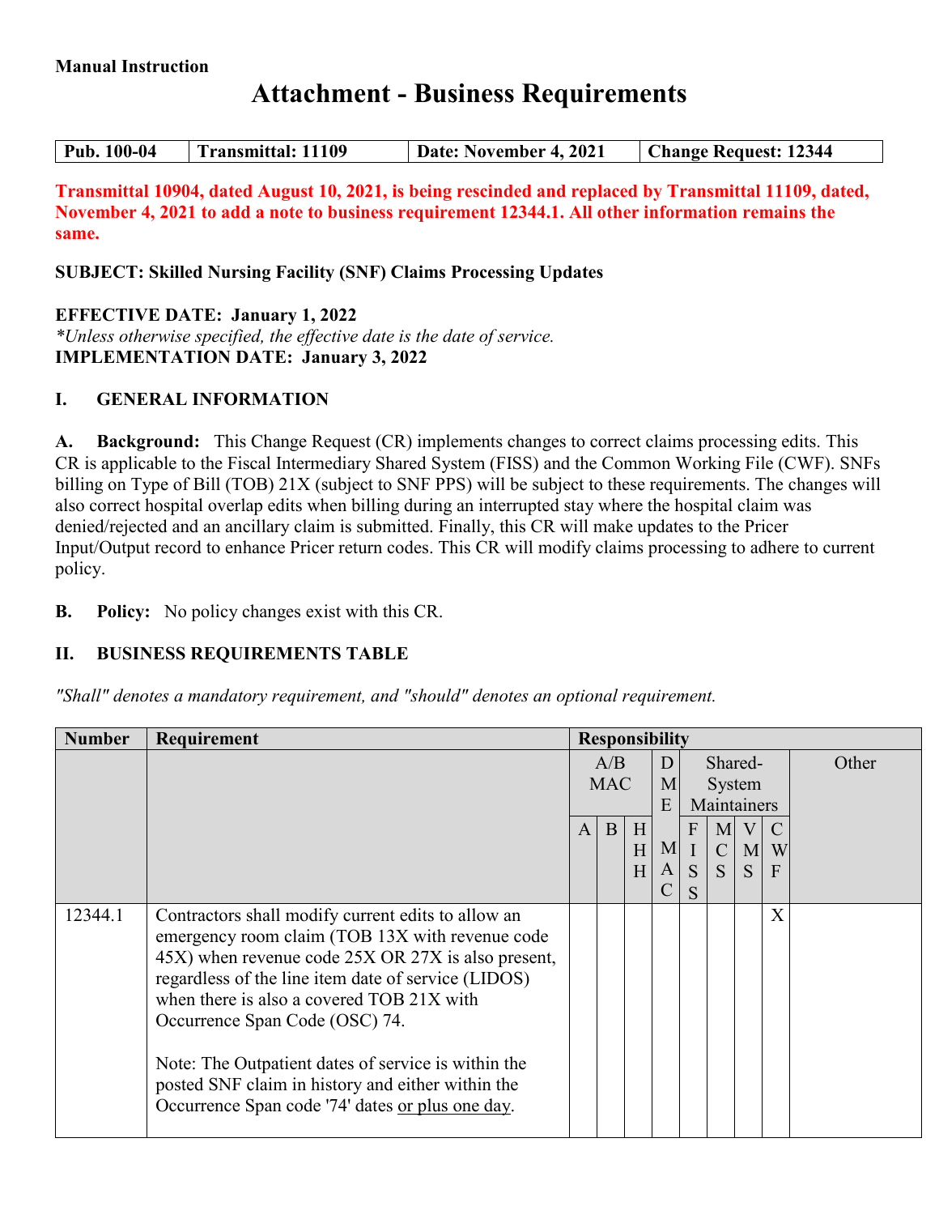**Manual Instruction**

# Attachment - Business Requirements

| Pub. 100-04 | Transmittal: 11109 | Date: November 4, 2021 | Change Request: 12344 |
|---|---|---|---|

**Transmittal 10904, dated August 10, 2021, is being rescinded and replaced by Transmittal 11109, dated, November 4, 2021 to add a note to business requirement 12344.1. All other information remains the same.**

**SUBJECT: Skilled Nursing Facility (SNF) Claims Processing Updates**

**EFFECTIVE DATE: January 1, 2022**
*\*Unless otherwise specified, the effective date is the date of service.*
**IMPLEMENTATION DATE: January 3, 2022**

## I. GENERAL INFORMATION

**A. Background:** This Change Request (CR) implements changes to correct claims processing edits. This CR is applicable to the Fiscal Intermediary Shared System (FISS) and the Common Working File (CWF). SNFs billing on Type of Bill (TOB) 21X (subject to SNF PPS) will be subject to these requirements. The changes will also correct hospital overlap edits when billing during an interrupted stay where the hospital claim was denied/rejected and an ancillary claim is submitted. Finally, this CR will make updates to the Pricer Input/Output record to enhance Pricer return codes. This CR will modify claims processing to adhere to current policy.

**B. Policy:** No policy changes exist with this CR.

## II. BUSINESS REQUIREMENTS TABLE

*"Shall" denotes a mandatory requirement, and "should" denotes an optional requirement.*

| Number | Requirement | Responsibility | | | | | | | | |
|---|---|---|---|---|---|---|---|---|---|---|
| | | A/B MAC | | | DME MAC | Shared-System Maintainers | | | | Other |
| | | A | B | HHH | | FISS | MCS | VMS | CWF | |
| 12344.1 | Contractors shall modify current edits to allow an emergency room claim (TOB 13X with revenue code 45X) when revenue code 25X OR 27X is also present, regardless of the line item date of service (LIDOS) when there is also a covered TOB 21X with Occurrence Span Code (OSC) 74.<br><br>Note: The Outpatient dates of service is within the posted SNF claim in history and either within the Occurrence Span code '74' dates <u>or plus one day</u>. | | | | | | | | X | |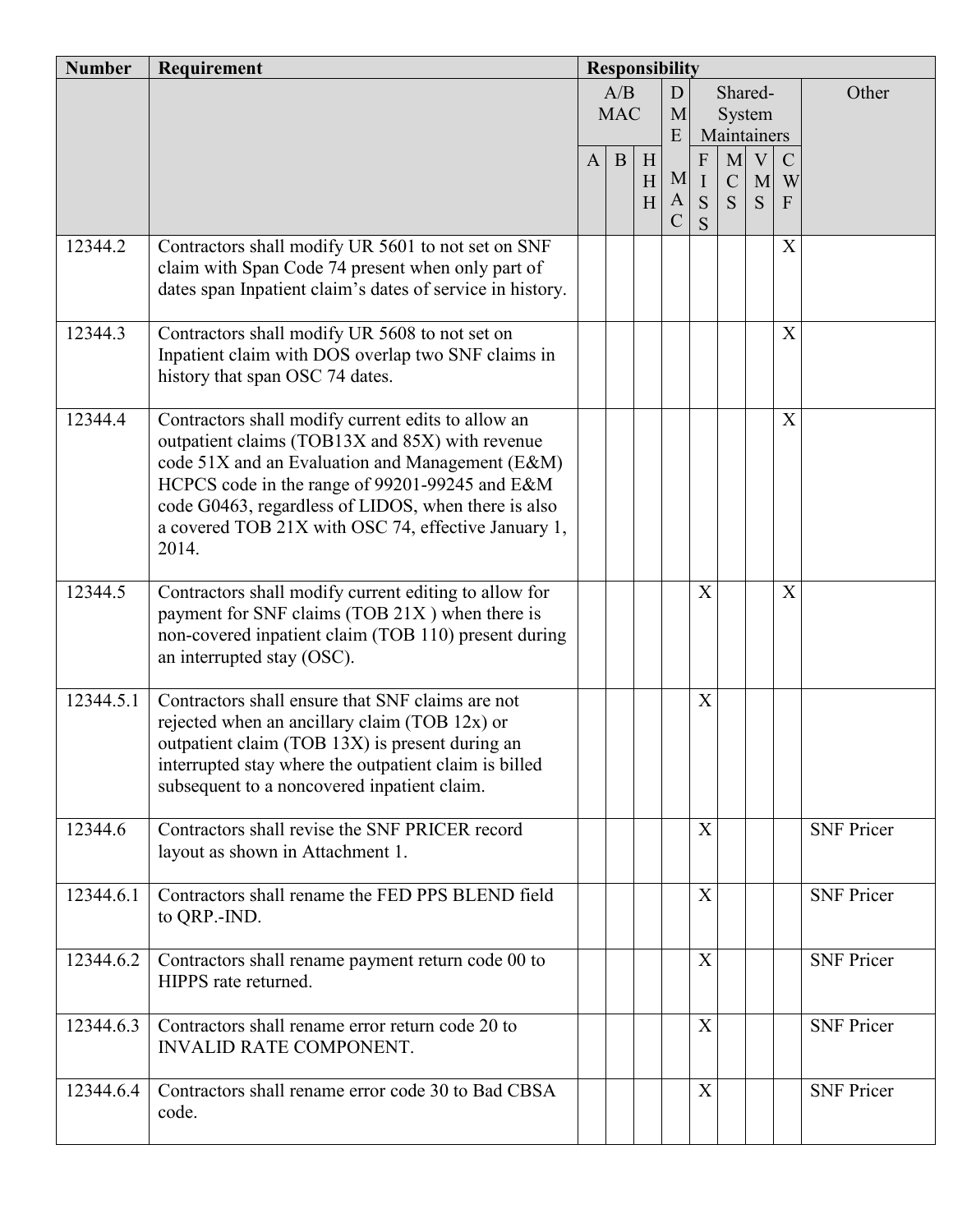| Number | Requirement | Responsibility | | | | | | | | |
|---|---|---|---|---|---|---|---|---|---|---|
| | | A/B MAC | | | DME | Shared-System Maintainers | | | | Other |
| | | A | B | HHH | MAC | FISS | MCS | VMS | CWF | |
| 12344.2 | Contractors shall modify UR 5601 to not set on SNF claim with Span Code 74 present when only part of dates span Inpatient claim's dates of service in history. | | | | | | | | X | |
| 12344.3 | Contractors shall modify UR 5608 to not set on Inpatient claim with DOS overlap two SNF claims in history that span OSC 74 dates. | | | | | | | | X | |
| 12344.4 | Contractors shall modify current edits to allow an outpatient claims (TOB13X and 85X) with revenue code 51X and an Evaluation and Management (E&M) HCPCS code in the range of 99201-99245 and E&M code G0463, regardless of LIDOS, when there is also a covered TOB 21X with OSC 74, effective January 1, 2014. | | | | | | | | X | |
| 12344.5 | Contractors shall modify current editing to allow for payment for SNF claims (TOB 21X ) when there is non-covered inpatient claim (TOB 110) present during an interrupted stay (OSC). | | | | | X | | | X | |
| 12344.5.1 | Contractors shall ensure that SNF claims are not rejected when an ancillary claim (TOB 12x) or outpatient claim (TOB 13X) is present during an interrupted stay where the outpatient claim is billed subsequent to a noncovered inpatient claim. | | | | | X | | | | |
| 12344.6 | Contractors shall revise the SNF PRICER record layout as shown in Attachment 1. | | | | | X | | | | SNF Pricer |
| 12344.6.1 | Contractors shall rename the FED PPS BLEND field to QRP.-IND. | | | | | X | | | | SNF Pricer |
| 12344.6.2 | Contractors shall rename payment return code 00 to HIPPS rate returned. | | | | | X | | | | SNF Pricer |
| 12344.6.3 | Contractors shall rename error return code 20 to INVALID RATE COMPONENT. | | | | | X | | | | SNF Pricer |
| 12344.6.4 | Contractors shall rename error code 30 to Bad CBSA code. | | | | | X | | | | SNF Pricer |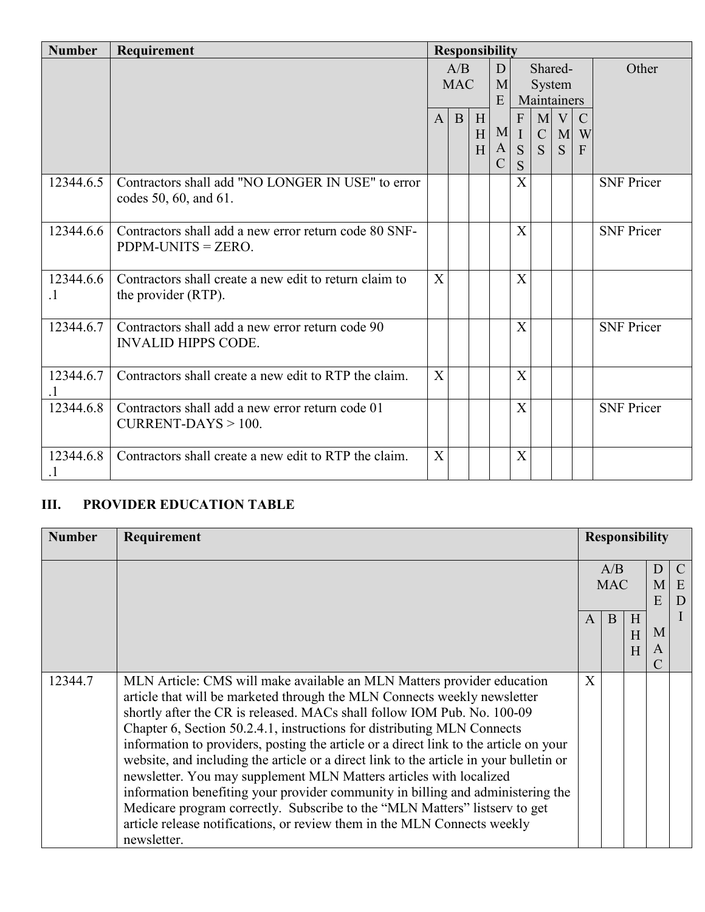| Number | Requirement | Responsibility | | | | | | | | |
|---|---|---|---|---|---|---|---|---|---|---|
| | | A/B MAC | | | DME MAC | Shared-System Maintainers | | | | Other |
| | | A | B | HHH | | FISS | MCS | VMS | CWF | |
| 12344.6.5 | Contractors shall add "NO LONGER IN USE" to error codes 50, 60, and 61. | | | | | X | | | | SNF Pricer |
| 12344.6.6 | Contractors shall add a new error return code 80 SNF-PDPM-UNITS = ZERO. | | | | | X | | | | SNF Pricer |
| 12344.6.6.1 | Contractors shall create a new edit to return claim to the provider (RTP). | X | | | | X | | | | |
| 12344.6.7 | Contractors shall add a new error return code 90 INVALID HIPPS CODE. | | | | | X | | | | SNF Pricer |
| 12344.6.7.1 | Contractors shall create a new edit to RTP the claim. | X | | | | X | | | | |
| 12344.6.8 | Contractors shall add a new error return code 01 CURRENT-DAYS > 100. | | | | | X | | | | SNF Pricer |
| 12344.6.8.1 | Contractors shall create a new edit to RTP the claim. | X | | | | X | | | | |

## III. PROVIDER EDUCATION TABLE

| Number | Requirement | Responsibility | | | | |
|---|---|---|---|---|---|---|
| | | A/B MAC | | | DME MAC | CEDI |
| | | A | B | HHH | | |
| 12344.7 | MLN Article: CMS will make available an MLN Matters provider education article that will be marketed through the MLN Connects weekly newsletter shortly after the CR is released. MACs shall follow IOM Pub. No. 100-09 Chapter 6, Section 50.2.4.1, instructions for distributing MLN Connects information to providers, posting the article or a direct link to the article on your website, and including the article or a direct link to the article in your bulletin or newsletter. You may supplement MLN Matters articles with localized information benefiting your provider community in billing and administering the Medicare program correctly. Subscribe to the "MLN Matters" listserv to get article release notifications, or review them in the MLN Connects weekly newsletter. | X | | | | |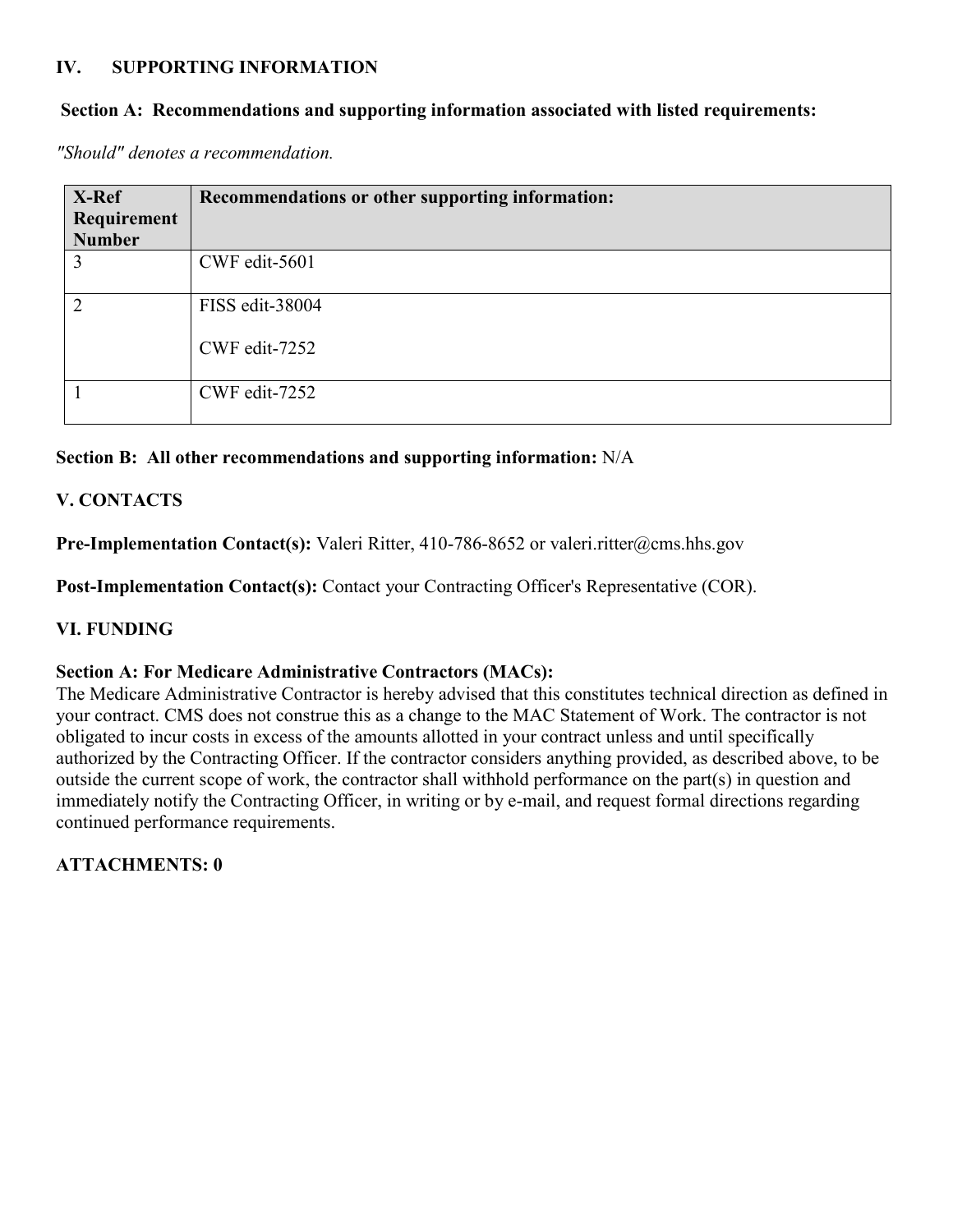## IV. SUPPORTING INFORMATION

**Section A: Recommendations and supporting information associated with listed requirements:**

*"Should" denotes a recommendation.*

| X-Ref Requirement Number | Recommendations or other supporting information: |
|---|---|
| 3 | CWF edit-5601 |
| 2 | FISS edit-38004<br><br>CWF edit-7252 |
| 1 | CWF edit-7252 |

**Section B: All other recommendations and supporting information:** N/A

## V. CONTACTS

**Pre-Implementation Contact(s):** Valeri Ritter, 410-786-8652 or valeri.ritter@cms.hhs.gov

**Post-Implementation Contact(s):** Contact your Contracting Officer's Representative (COR).

## VI. FUNDING

**Section A: For Medicare Administrative Contractors (MACs):**
The Medicare Administrative Contractor is hereby advised that this constitutes technical direction as defined in your contract. CMS does not construe this as a change to the MAC Statement of Work. The contractor is not obligated to incur costs in excess of the amounts allotted in your contract unless and until specifically authorized by the Contracting Officer. If the contractor considers anything provided, as described above, to be outside the current scope of work, the contractor shall withhold performance on the part(s) in question and immediately notify the Contracting Officer, in writing or by e-mail, and request formal directions regarding continued performance requirements.

**ATTACHMENTS: 0**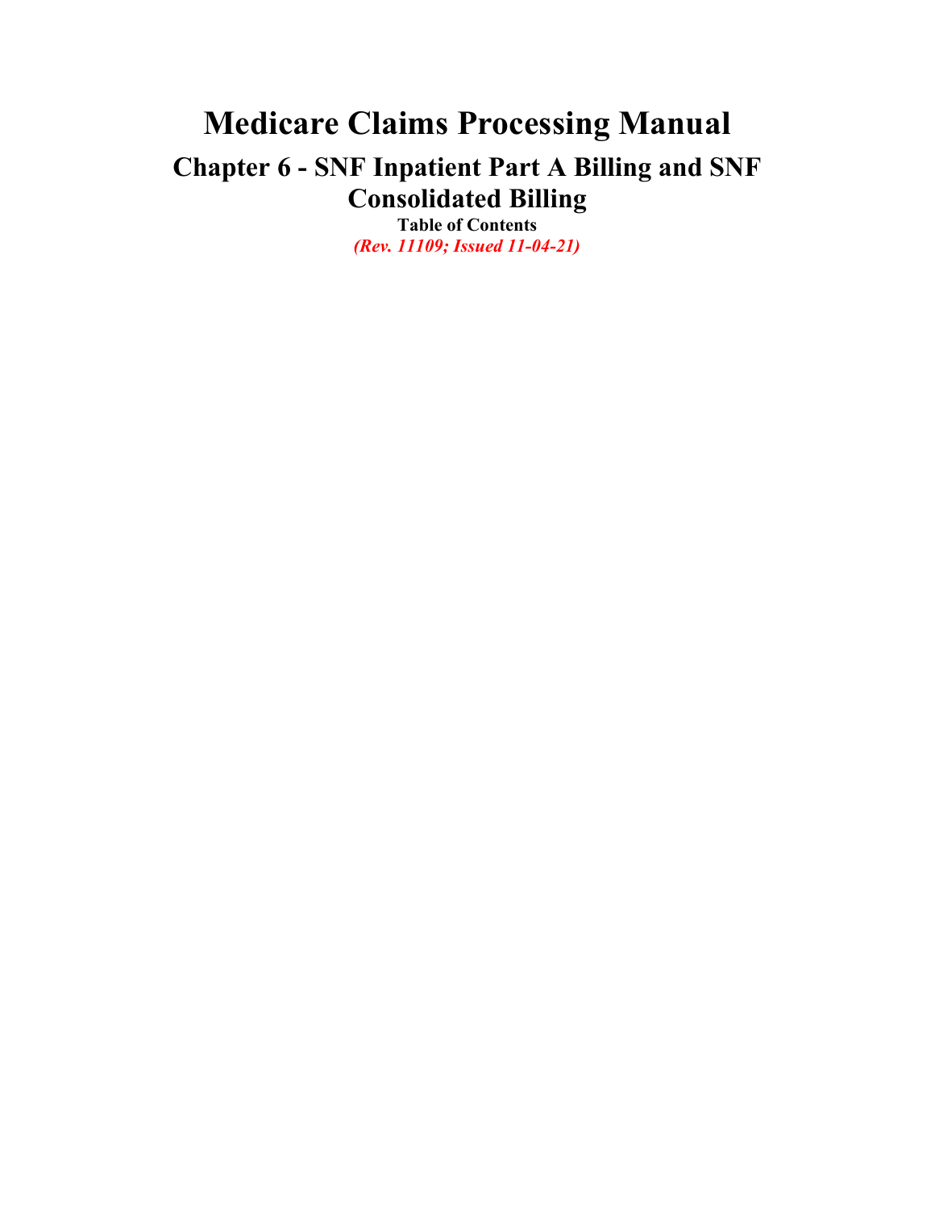# Medicare Claims Processing Manual

## Chapter 6 - SNF Inpatient Part A Billing and SNF Consolidated Billing

**Table of Contents**

*(Rev. 11109; Issued 11-04-21)*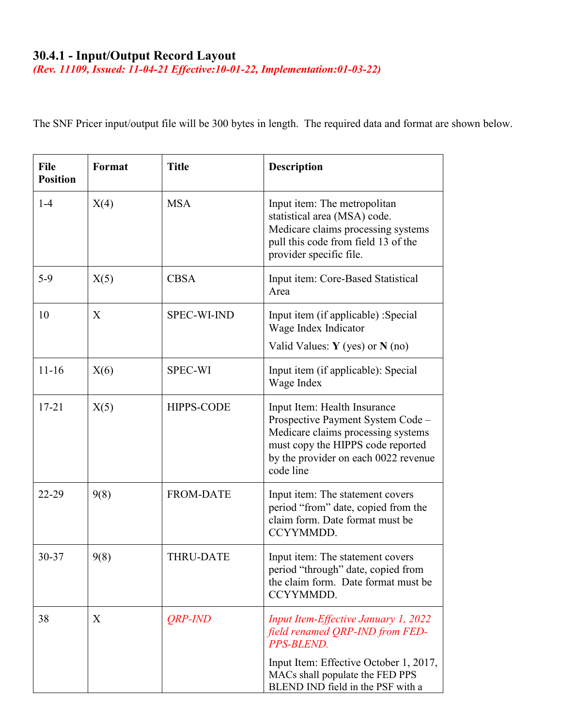## 30.4.1 - Input/Output Record Layout

*(Rev. 11109, Issued: 11-04-21 Effective:10-01-22, Implementation:01-03-22)*

The SNF Pricer input/output file will be 300 bytes in length. The required data and format are shown below.

| File Position | Format | Title | Description |
|---|---|---|---|
| 1-4 | X(4) | MSA | Input item: The metropolitan statistical area (MSA) code. Medicare claims processing systems pull this code from field 13 of the provider specific file. |
| 5-9 | X(5) | CBSA | Input item: Core-Based Statistical Area |
| 10 | X | SPEC-WI-IND | Input item (if applicable) :Special Wage Index Indicator<br><br>Valid Values: **Y** (yes) or **N** (no) |
| 11-16 | X(6) | SPEC-WI | Input item (if applicable): Special Wage Index |
| 17-21 | X(5) | HIPPS-CODE | Input Item: Health Insurance Prospective Payment System Code – Medicare claims processing systems must copy the HIPPS code reported by the provider on each 0022 revenue code line |
| 22-29 | 9(8) | FROM-DATE | Input item: The statement covers period "from" date, copied from the claim form. Date format must be CCYYMMDD. |
| 30-37 | 9(8) | THRU-DATE | Input item: The statement covers period "through" date, copied from the claim form. Date format must be CCYYMMDD. |
| 38 | X | *QRP-IND* | *Input Item-Effective January 1, 2022 field renamed QRP-IND from FED-PPS-BLEND.*<br><br>Input Item: Effective October 1, 2017, MACs shall populate the FED PPS BLEND IND field in the PSF with a |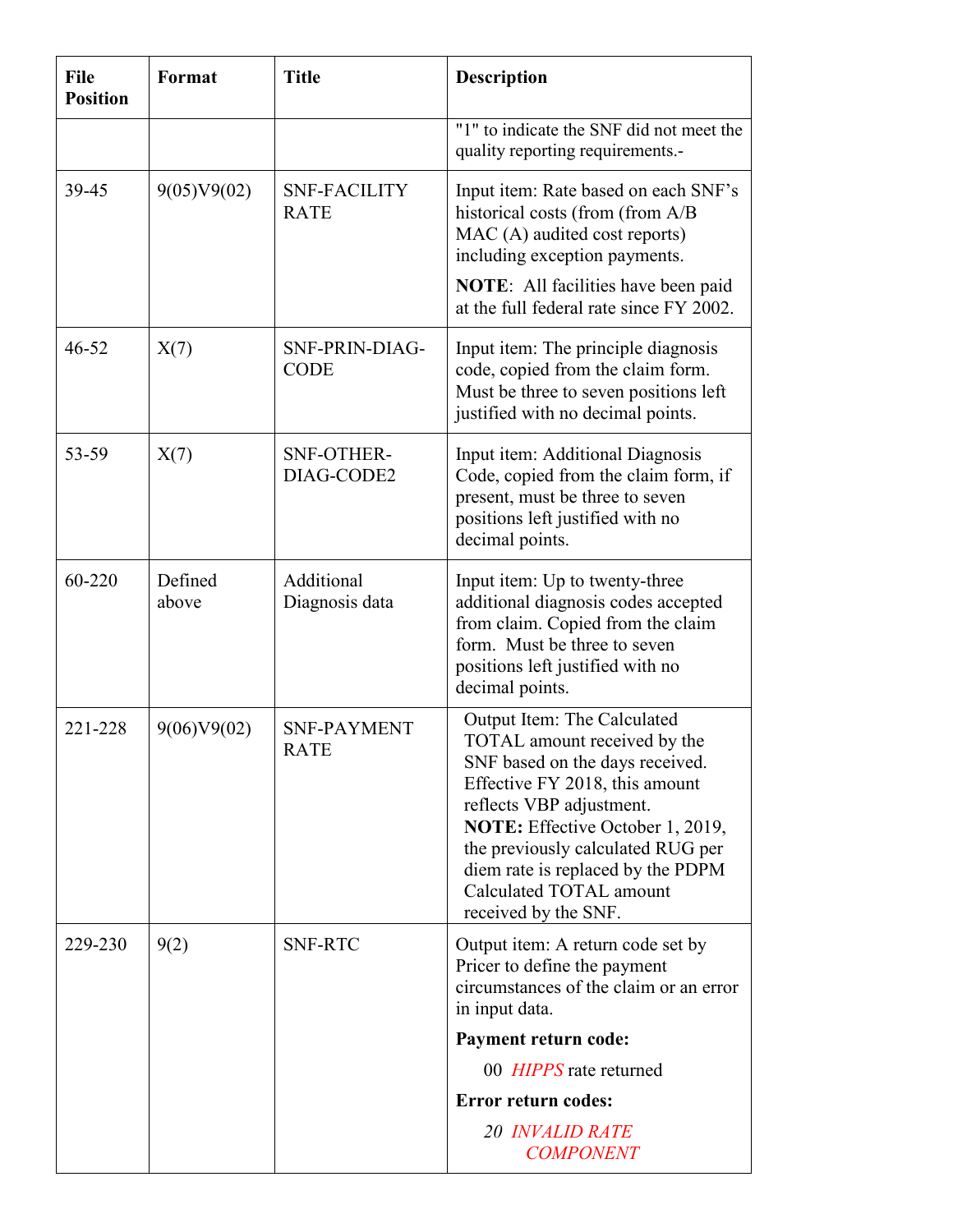| File Position | Format | Title | Description |
|---|---|---|---|
| | | | "1" to indicate the SNF did not meet the quality reporting requirements.- |
| 39-45 | 9(05)V9(02) | SNF-FACILITY RATE | Input item: Rate based on each SNF's historical costs (from (from A/B MAC (A) audited cost reports) including exception payments.<br><br>**NOTE**: All facilities have been paid at the full federal rate since FY 2002. |
| 46-52 | X(7) | SNF-PRIN-DIAG-CODE | Input item: The principle diagnosis code, copied from the claim form. Must be three to seven positions left justified with no decimal points. |
| 53-59 | X(7) | SNF-OTHER-DIAG-CODE2 | Input item: Additional Diagnosis Code, copied from the claim form, if present, must be three to seven positions left justified with no decimal points. |
| 60-220 | Defined above | Additional Diagnosis data | Input item: Up to twenty-three additional diagnosis codes accepted from claim. Copied from the claim form. Must be three to seven positions left justified with no decimal points. |
| 221-228 | 9(06)V9(02) | SNF-PAYMENT RATE | Output Item: The Calculated TOTAL amount received by the SNF based on the days received. Effective FY 2018, this amount reflects VBP adjustment.<br>**NOTE:** Effective October 1, 2019, the previously calculated RUG per diem rate is replaced by the PDPM Calculated TOTAL amount received by the SNF. |
| 229-230 | 9(2) | SNF-RTC | Output item: A return code set by Pricer to define the payment circumstances of the claim or an error in input data.<br><br>**Payment return code:**<br><br>00 *HIPPS* rate returned<br><br>**Error return codes:**<br><br>*20 INVALID RATE COMPONENT* |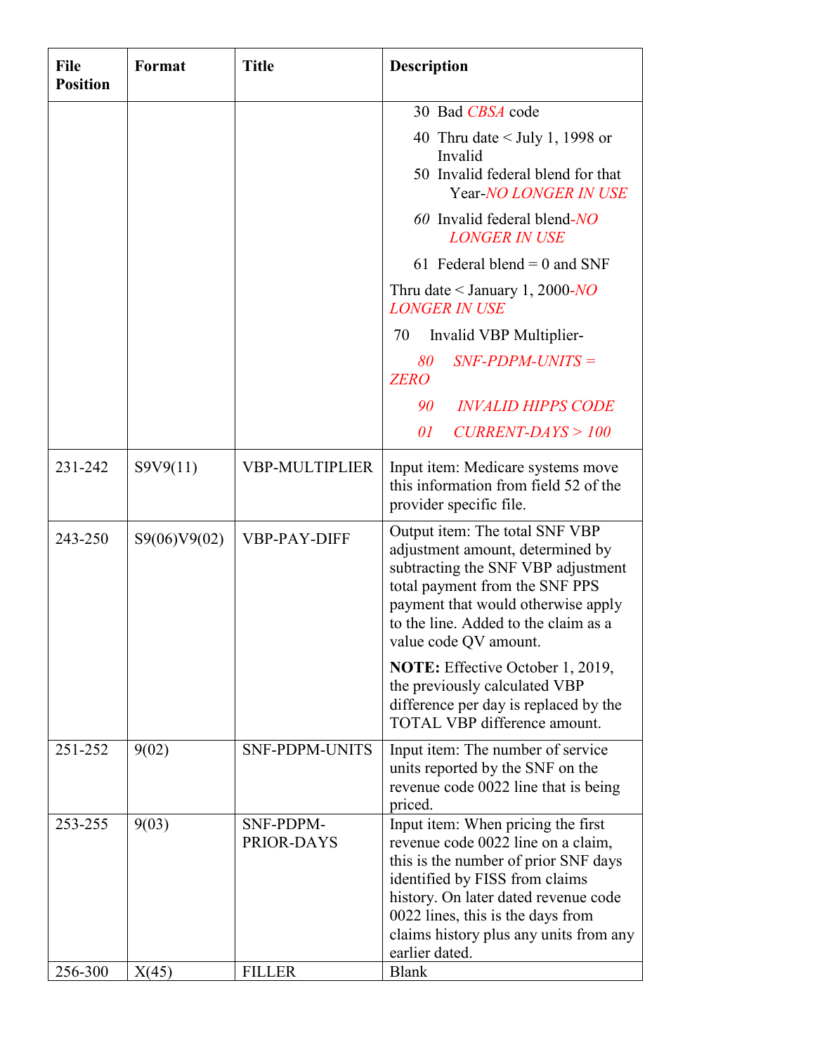| File Position | Format | Title | Description |
|---|---|---|---|
| | | | 30 Bad CBSA code<br>40 Thru date < July 1, 1998 or Invalid<br>50 Invalid federal blend for that Year-NO LONGER IN USE<br>60 Invalid federal blend-NO LONGER IN USE<br>61 Federal blend = 0 and SNF<br>Thru date < January 1, 2000-NO LONGER IN USE<br>70 Invalid VBP Multiplier-<br>80 SNF-PDPM-UNITS = ZERO<br>90 INVALID HIPPS CODE<br>01 CURRENT-DAYS > 100 |
| 231-242 | S9V9(11) | VBP-MULTIPLIER | Input item: Medicare systems move this information from field 52 of the provider specific file. |
| 243-250 | S9(06)V9(02) | VBP-PAY-DIFF | Output item: The total SNF VBP adjustment amount, determined by subtracting the SNF VBP adjustment total payment from the SNF PPS payment that would otherwise apply to the line. Added to the claim as a value code QV amount.<br><br>**NOTE:** Effective October 1, 2019, the previously calculated VBP difference per day is replaced by the TOTAL VBP difference amount. |
| 251-252 | 9(02) | SNF-PDPM-UNITS | Input item: The number of service units reported by the SNF on the revenue code 0022 line that is being priced. |
| 253-255 | 9(03) | SNF-PDPM-PRIOR-DAYS | Input item: When pricing the first revenue code 0022 line on a claim, this is the number of prior SNF days identified by FISS from claims history. On later dated revenue code 0022 lines, this is the days from claims history plus any units from any earlier dated. |
| 256-300 | X(45) | FILLER | Blank |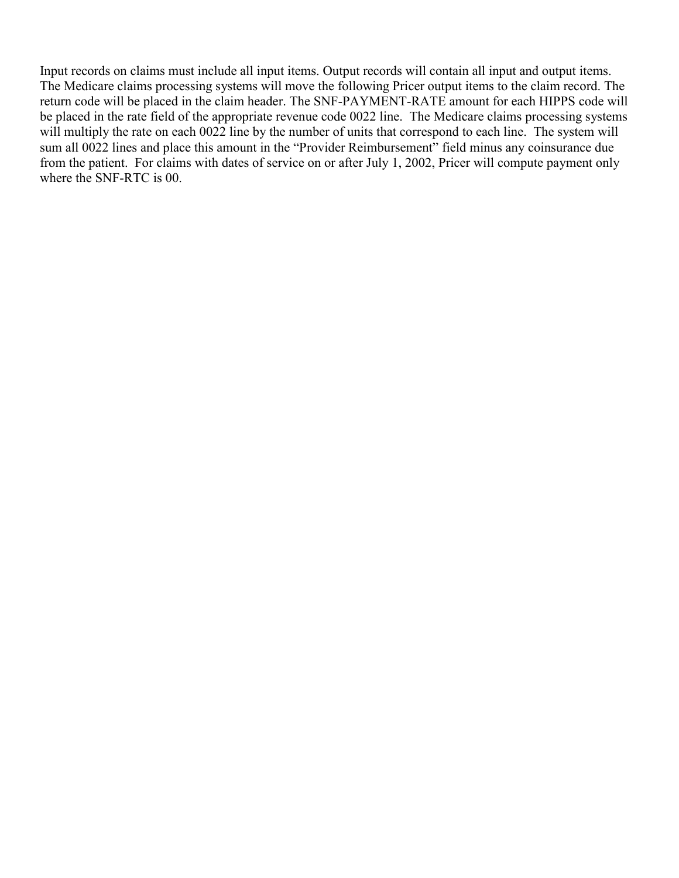Input records on claims must include all input items. Output records will contain all input and output items. The Medicare claims processing systems will move the following Pricer output items to the claim record. The return code will be placed in the claim header. The SNF-PAYMENT-RATE amount for each HIPPS code will be placed in the rate field of the appropriate revenue code 0022 line. The Medicare claims processing systems will multiply the rate on each 0022 line by the number of units that correspond to each line. The system will sum all 0022 lines and place this amount in the "Provider Reimbursement" field minus any coinsurance due from the patient. For claims with dates of service on or after July 1, 2002, Pricer will compute payment only where the SNF-RTC is 00.